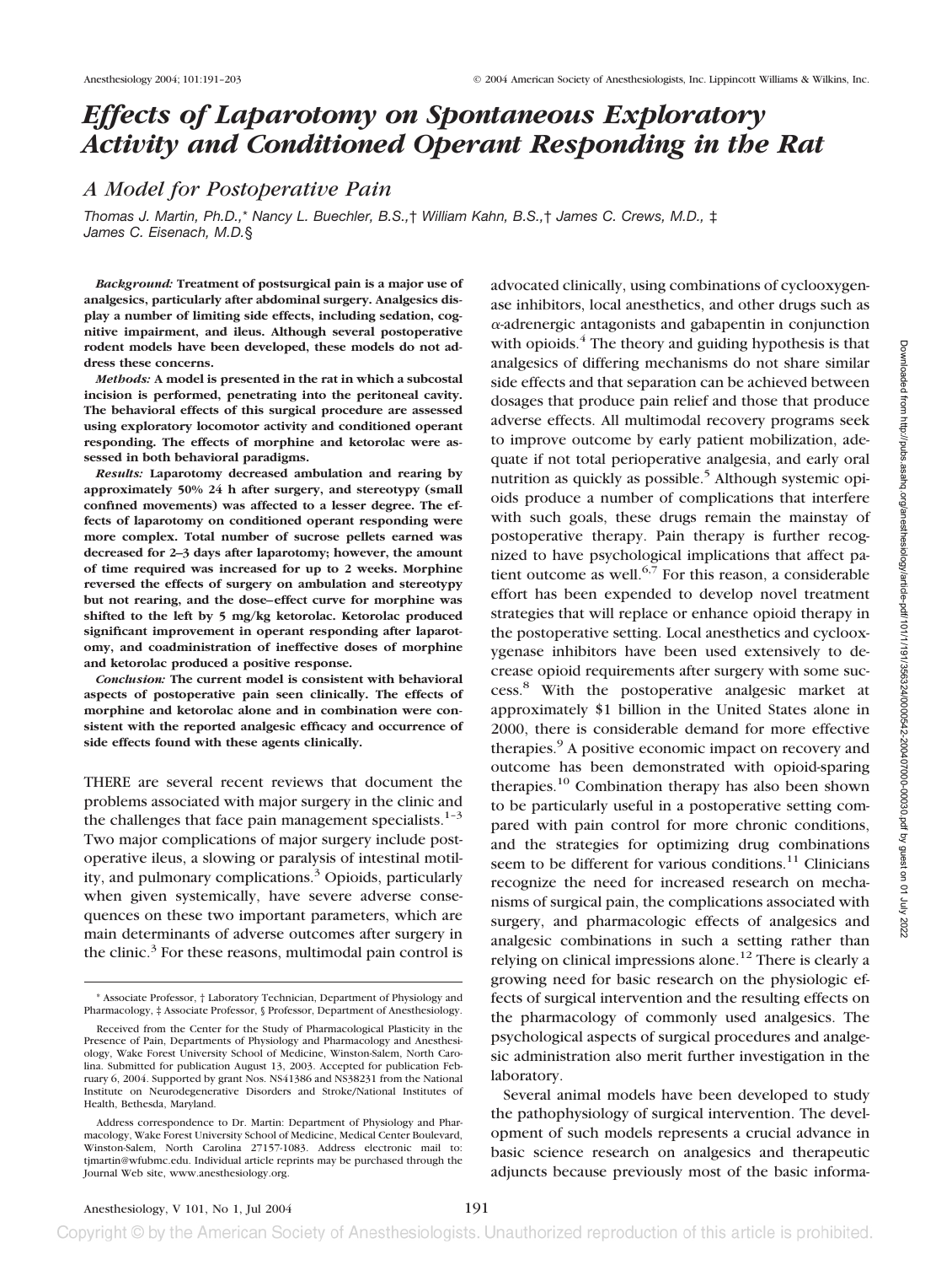# *Effects of Laparotomy on Spontaneous Exploratory Activity and Conditioned Operant Responding in the Rat*

## *A Model for Postoperative Pain*

*Thomas J. Martin, Ph.D.,\* Nancy L. Buechler, B.S.,† William Kahn, B.S.,† James C. Crews, M.D., ‡ James C. Eisenach, M.D.§*

*Background:* **Treatment of postsurgical pain is a major use of analgesics, particularly after abdominal surgery. Analgesics display a number of limiting side effects, including sedation, cognitive impairment, and ileus. Although several postoperative rodent models have been developed, these models do not address these concerns.**

*Methods:* **A model is presented in the rat in which a subcostal incision is performed, penetrating into the peritoneal cavity. The behavioral effects of this surgical procedure are assessed using exploratory locomotor activity and conditioned operant responding. The effects of morphine and ketorolac were assessed in both behavioral paradigms.**

*Results:* **Laparotomy decreased ambulation and rearing by approximately 50% 24 h after surgery, and stereotypy (small confined movements) was affected to a lesser degree. The effects of laparotomy on conditioned operant responding were more complex. Total number of sucrose pellets earned was decreased for 2–3 days after laparotomy; however, the amount of time required was increased for up to 2 weeks. Morphine reversed the effects of surgery on ambulation and stereotypy but not rearing, and the dose–effect curve for morphine was shifted to the left by 5 mg/kg ketorolac. Ketorolac produced significant improvement in operant responding after laparotomy, and coadministration of ineffective doses of morphine and ketorolac produced a positive response.**

*Conclusion:* **The current model is consistent with behavioral aspects of postoperative pain seen clinically. The effects of morphine and ketorolac alone and in combination were consistent with the reported analgesic efficacy and occurrence of side effects found with these agents clinically.**

THERE are several recent reviews that document the problems associated with major surgery in the clinic and the challenges that face pain management specialists.[1–3] Two major complications of major surgery include postoperative ileus, a slowing or paralysis of intestinal motility, and pulmonary complications.[3] Opioids, particularly when given systemically, have severe adverse consequences on these two important parameters, which are main determinants of adverse outcomes after surgery in the clinic.[3] For these reasons, multimodal pain control is advocated clinically, using combinations of cyclooxygenase inhibitors, local anesthetics, and other drugs such as α-adrenergic antagonists and gabapentin in conjunction with opioids.[4] The theory and guiding hypothesis is that analgesics of differing mechanisms do not share similar side effects and that separation can be achieved between dosages that produce pain relief and those that produce adverse effects. All multimodal recovery programs seek to improve outcome by early patient mobilization, adequate if not total perioperative analgesia, and early oral nutrition as quickly as possible.[5] Although systemic opioids produce a number of complications that interfere with such goals, these drugs remain the mainstay of postoperative therapy. Pain therapy is further recognized to have psychological implications that affect patient outcome as well.[6,7] For this reason, a considerable effort has been expended to develop novel treatment strategies that will replace or enhance opioid therapy in the postoperative setting. Local anesthetics and cyclooxygenase inhibitors have been used extensively to decrease opioid requirements after surgery with some success.[8] With the postoperative analgesic market at approximately $1 billion in the United States alone in 2000, there is considerable demand for more effective therapies.[9] A positive economic impact on recovery and outcome has been demonstrated with opioid-sparing therapies.[10] Combination therapy has also been shown to be particularly useful in a postoperative setting compared with pain control for more chronic conditions, and the strategies for optimizing drug combinations seem to be different for various conditions.[11] Clinicians recognize the need for increased research on mechanisms of surgical pain, the complications associated with surgery, and pharmacologic effects of analgesics and analgesic combinations in such a setting rather than relying on clinical impressions alone.[12] There is clearly a growing need for basic research on the physiologic effects of surgical intervention and the resulting effects on the pharmacology of commonly used analgesics. The psychological aspects of surgical procedures and analgesic administration also merit further investigation in the laboratory.

Several animal models have been developed to study the pathophysiology of surgical intervention. The development of such models represents a crucial advance in basic science research on analgesics and therapeutic adjuncts because previously most of the basic informa-

\* Associate Professor, † Laboratory Technician, Department of Physiology and Pharmacology, ‡ Associate Professor, § Professor, Department of Anesthesiology.

Received from the Center for the Study of Pharmacological Plasticity in the Presence of Pain, Departments of Physiology and Pharmacology and Anesthesiology, Wake Forest University School of Medicine, Winston-Salem, North Carolina. Submitted for publication August 13, 2003. Accepted for publication February 6, 2004. Supported by grant Nos. NS41386 and NS38231 from the National Institute on Neurodegenerative Disorders and Stroke/National Institutes of Health, Bethesda, Maryland.

Address correspondence to Dr. Martin: Department of Physiology and Pharmacology, Wake Forest University School of Medicine, Medical Center Boulevard, Winston-Salem, North Carolina 27157-1083. Address electronic mail to: tjmartin@wfubmc.edu. Individual article reprints may be purchased through the Journal Web site, www.anesthesiology.org.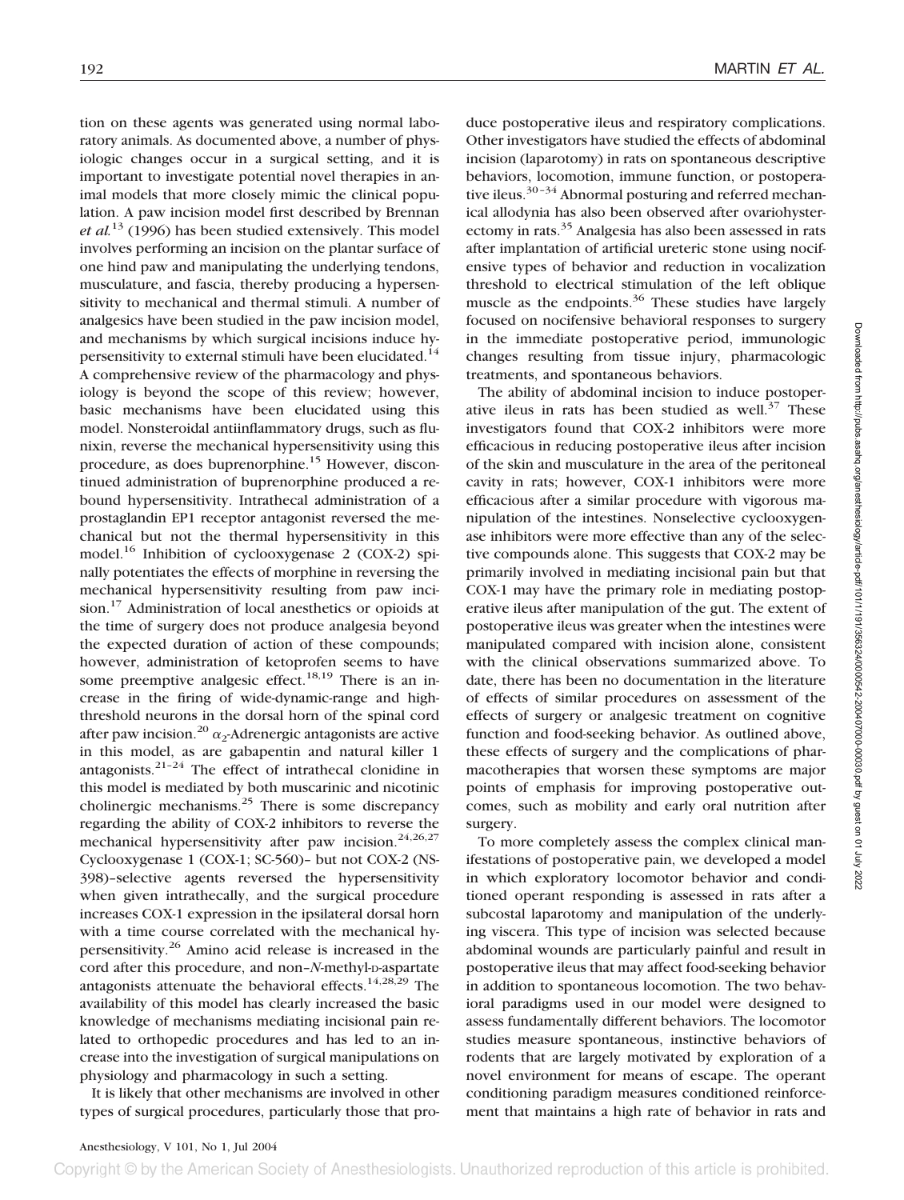tion on these agents was generated using normal laboratory animals. As documented above, a number of physiologic changes occur in a surgical setting, and it is important to investigate potential novel therapies in animal models that more closely mimic the clinical population. A paw incision model first described by Brennan *et al.*[13] (1996) has been studied extensively. This model involves performing an incision on the plantar surface of one hind paw and manipulating the underlying tendons, musculature, and fascia, thereby producing a hypersensitivity to mechanical and thermal stimuli. A number of analgesics have been studied in the paw incision model, and mechanisms by which surgical incisions induce hypersensitivity to external stimuli have been elucidated.[14] A comprehensive review of the pharmacology and physiology is beyond the scope of this review; however, basic mechanisms have been elucidated using this model. Nonsteroidal antiinflammatory drugs, such as flunixin, reverse the mechanical hypersensitivity using this procedure, as does buprenorphine.[15] However, discontinued administration of buprenorphine produced a rebound hypersensitivity. Intrathecal administration of a prostaglandin EP1 receptor antagonist reversed the mechanical but not the thermal hypersensitivity in this model.[16] Inhibition of cyclooxygenase 2 (COX-2) spinally potentiates the effects of morphine in reversing the mechanical hypersensitivity resulting from paw incision.[17] Administration of local anesthetics or opioids at the time of surgery does not produce analgesia beyond the expected duration of action of these compounds; however, administration of ketoprofen seems to have some preemptive analgesic effect.[18,19] There is an increase in the firing of wide-dynamic-range and high-threshold neurons in the dorsal horn of the spinal cord after paw incision.[20] $\alpha_2$-Adrenergic antagonists are active in this model, as are gabapentin and natural killer 1 antagonists.[21–24] The effect of intrathecal clonidine in this model is mediated by both muscarinic and nicotinic cholinergic mechanisms.[25] There is some discrepancy regarding the ability of COX-2 inhibitors to reverse the mechanical hypersensitivity after paw incision.[24,26,27] Cyclooxygenase 1 (COX-1; SC-560)– but not COX-2 (NS-398)–selective agents reversed the hypersensitivity when given intrathecally, and the surgical procedure increases COX-1 expression in the ipsilateral dorsal horn with a time course correlated with the mechanical hypersensitivity.[26] Amino acid release is increased in the cord after this procedure, and non–*N*-methyl-D-aspartate antagonists attenuate the behavioral effects.[14,28,29] The availability of this model has clearly increased the basic knowledge of mechanisms mediating incisional pain related to orthopedic procedures and has led to an increase into the investigation of surgical manipulations on physiology and pharmacology in such a setting.

It is likely that other mechanisms are involved in other types of surgical procedures, particularly those that produce postoperative ileus and respiratory complications. Other investigators have studied the effects of abdominal incision (laparotomy) in rats on spontaneous descriptive behaviors, locomotion, immune function, or postoperative ileus.[30–34] Abnormal posturing and referred mechanical allodynia has also been observed after ovariohysterectomy in rats.[35] Analgesia has also been assessed in rats after implantation of artificial ureteric stone using nocifensive types of behavior and reduction in vocalization threshold to electrical stimulation of the left oblique muscle as the endpoints.[36] These studies have largely focused on nocifensive behavioral responses to surgery in the immediate postoperative period, immunologic changes resulting from tissue injury, pharmacologic treatments, and spontaneous behaviors.

The ability of abdominal incision to induce postoperative ileus in rats has been studied as well.[37] These investigators found that COX-2 inhibitors were more efficacious in reducing postoperative ileus after incision of the skin and musculature in the area of the peritoneal cavity in rats; however, COX-1 inhibitors were more efficacious after a similar procedure with vigorous manipulation of the intestines. Nonselective cyclooxygenase inhibitors were more effective than any of the selective compounds alone. This suggests that COX-2 may be primarily involved in mediating incisional pain but that COX-1 may have the primary role in mediating postoperative ileus after manipulation of the gut. The extent of postoperative ileus was greater when the intestines were manipulated compared with incision alone, consistent with the clinical observations summarized above. To date, there has been no documentation in the literature of effects of similar procedures on assessment of the effects of surgery or analgesic treatment on cognitive function and food-seeking behavior. As outlined above, these effects of surgery and the complications of pharmacotherapies that worsen these symptoms are major points of emphasis for improving postoperative outcomes, such as mobility and early oral nutrition after surgery.

To more completely assess the complex clinical manifestations of postoperative pain, we developed a model in which exploratory locomotor behavior and conditioned operant responding is assessed in rats after a subcostal laparotomy and manipulation of the underlying viscera. This type of incision was selected because abdominal wounds are particularly painful and result in postoperative ileus that may affect food-seeking behavior in addition to spontaneous locomotion. The two behavioral paradigms used in our model were designed to assess fundamentally different behaviors. The locomotor studies measure spontaneous, instinctive behaviors of rodents that are largely motivated by exploration of a novel environment for means of escape. The operant conditioning paradigm measures conditioned reinforcement that maintains a high rate of behavior in rats and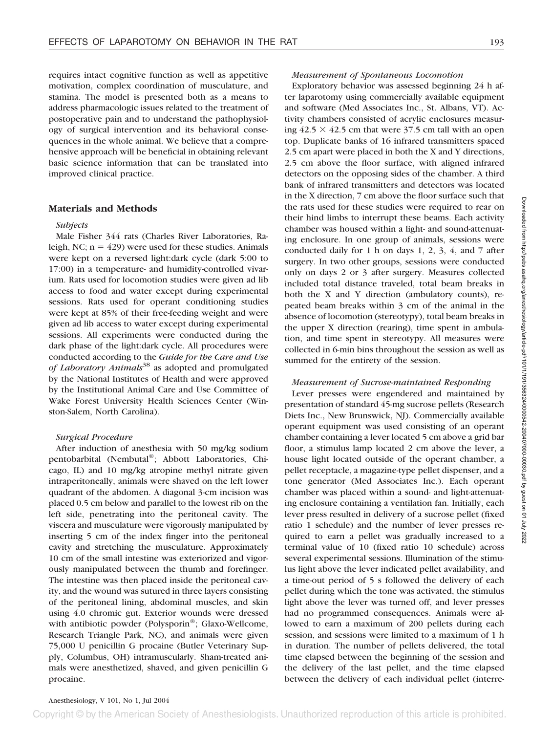requires intact cognitive function as well as appetitive motivation, complex coordination of musculature, and stamina. The model is presented both as a means to address pharmacologic issues related to the treatment of postoperative pain and to understand the pathophysiology of surgical intervention and its behavioral consequences in the whole animal. We believe that a comprehensive approach will be beneficial in obtaining relevant basic science information that can be translated into improved clinical practice.

## Materials and Methods

### *Subjects*

Male Fisher 344 rats (Charles River Laboratories, Raleigh, NC; n = 429) were used for these studies. Animals were kept on a reversed light:dark cycle (dark 5:00 to 17:00) in a temperature- and humidity-controlled vivarium. Rats used for locomotion studies were given ad lib access to food and water except during experimental sessions. Rats used for operant conditioning studies were kept at 85% of their free-feeding weight and were given ad lib access to water except during experimental sessions. All experiments were conducted during the dark phase of the light:dark cycle. All procedures were conducted according to the *Guide for the Care and Use of Laboratory Animals*[38] as adopted and promulgated by the National Institutes of Health and were approved by the Institutional Animal Care and Use Committee of Wake Forest University Health Sciences Center (Winston-Salem, North Carolina).

### *Surgical Procedure*

After induction of anesthesia with 50 mg/kg sodium pentobarbital (Nembutal®; Abbott Laboratories, Chicago, IL) and 10 mg/kg atropine methyl nitrate given intraperitoneally, animals were shaved on the left lower quadrant of the abdomen. A diagonal 3-cm incision was placed 0.5 cm below and parallel to the lowest rib on the left side, penetrating into the peritoneal cavity. The viscera and musculature were vigorously manipulated by inserting 5 cm of the index finger into the peritoneal cavity and stretching the musculature. Approximately 10 cm of the small intestine was exteriorized and vigorously manipulated between the thumb and forefinger. The intestine was then placed inside the peritoneal cavity, and the wound was sutured in three layers consisting of the peritoneal lining, abdominal muscles, and skin using 4.0 chromic gut. Exterior wounds were dressed with antibiotic powder (Polysporin®; Glaxo-Wellcome, Research Triangle Park, NC), and animals were given 75,000 U penicillin G procaine (Butler Veterinary Supply, Columbus, OH) intramuscularly. Sham-treated animals were anesthetized, shaved, and given penicillin G procaine.

### *Measurement of Spontaneous Locomotion*

Exploratory behavior was assessed beginning 24 h after laparotomy using commercially available equipment and software (Med Associates Inc., St. Albans, VT). Activity chambers consisted of acrylic enclosures measuring 42.5 × 42.5 cm that were 37.5 cm tall with an open top. Duplicate banks of 16 infrared transmitters spaced 2.5 cm apart were placed in both the X and Y directions, 2.5 cm above the floor surface, with aligned infrared detectors on the opposing sides of the chamber. A third bank of infrared transmitters and detectors was located in the X direction, 7 cm above the floor surface such that the rats used for these studies were required to rear on their hind limbs to interrupt these beams. Each activity chamber was housed within a light- and sound-attenuating enclosure. In one group of animals, sessions were conducted daily for 1 h on days 1, 2, 3, 4, and 7 after surgery. In two other groups, sessions were conducted only on days 2 or 3 after surgery. Measures collected included total distance traveled, total beam breaks in both the X and Y direction (ambulatory counts), repeated beam breaks within 3 cm of the animal in the absence of locomotion (stereotypy), total beam breaks in the upper X direction (rearing), time spent in ambulation, and time spent in stereotypy. All measures were collected in 6-min bins throughout the session as well as summed for the entirety of the session.

### *Measurement of Sucrose-maintained Responding*

Lever presses were engendered and maintained by presentation of standard 45-mg sucrose pellets (Research Diets Inc., New Brunswick, NJ). Commercially available operant equipment was used consisting of an operant chamber containing a lever located 5 cm above a grid bar floor, a stimulus lamp located 2 cm above the lever, a house light located outside of the operant chamber, a pellet receptacle, a magazine-type pellet dispenser, and a tone generator (Med Associates Inc.). Each operant chamber was placed within a sound- and light-attenuating enclosure containing a ventilation fan. Initially, each lever press resulted in delivery of a sucrose pellet (fixed ratio 1 schedule) and the number of lever presses required to earn a pellet was gradually increased to a terminal value of 10 (fixed ratio 10 schedule) across several experimental sessions. Illumination of the stimulus light above the lever indicated pellet availability, and a time-out period of 5 s followed the delivery of each pellet during which the tone was activated, the stimulus light above the lever was turned off, and lever presses had no programmed consequences. Animals were allowed to earn a maximum of 200 pellets during each session, and sessions were limited to a maximum of 1 h in duration. The number of pellets delivered, the total time elapsed between the beginning of the session and the delivery of the last pellet, and the time elapsed between the delivery of each individual pellet (interre-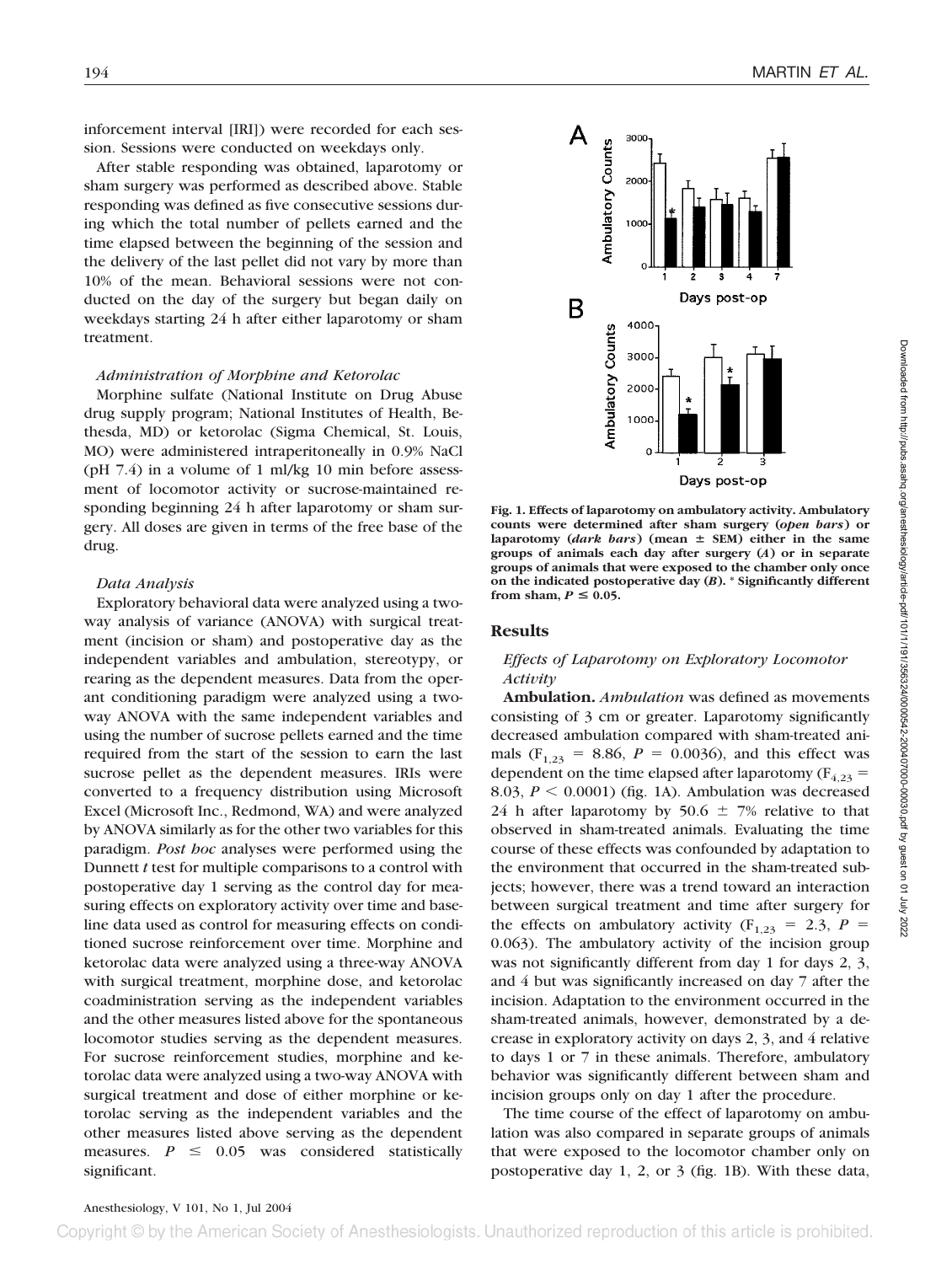inforcement interval [IRI]) were recorded for each session. Sessions were conducted on weekdays only.

After stable responding was obtained, laparotomy or sham surgery was performed as described above. Stable responding was defined as five consecutive sessions during which the total number of pellets earned and the time elapsed between the beginning of the session and the delivery of the last pellet did not vary by more than 10% of the mean. Behavioral sessions were not conducted on the day of the surgery but began daily on weekdays starting 24 h after either laparotomy or sham treatment.

### *Administration of Morphine and Ketorolac*

Morphine sulfate (National Institute on Drug Abuse drug supply program; National Institutes of Health, Bethesda, MD) or ketorolac (Sigma Chemical, St. Louis, MO) were administered intraperitoneally in 0.9% NaCl (pH 7.4) in a volume of 1 ml/kg 10 min before assessment of locomotor activity or sucrose-maintained responding beginning 24 h after laparotomy or sham surgery. All doses are given in terms of the free base of the drug.

### *Data Analysis*

Exploratory behavioral data were analyzed using a two-way analysis of variance (ANOVA) with surgical treatment (incision or sham) and postoperative day as the independent variables and ambulation, stereotypy, or rearing as the dependent measures. Data from the operant conditioning paradigm were analyzed using a two-way ANOVA with the same independent variables and using the number of sucrose pellets earned and the time required from the start of the session to earn the last sucrose pellet as the dependent measures. IRIs were converted to a frequency distribution using Microsoft Excel (Microsoft Inc., Redmond, WA) and were analyzed by ANOVA similarly as for the other two variables for this paradigm. *Post hoc* analyses were performed using the Dunnett *t* test for multiple comparisons to a control with postoperative day 1 serving as the control day for measuring effects on exploratory activity over time and baseline data used as control for measuring effects on conditioned sucrose reinforcement over time. Morphine and ketorolac data were analyzed using a three-way ANOVA with surgical treatment, morphine dose, and ketorolac coadministration serving as the independent variables and the other measures listed above for the spontaneous locomotor studies serving as the dependent measures. For sucrose reinforcement studies, morphine and ketorolac data were analyzed using a two-way ANOVA with surgical treatment and dose of either morphine or ketorolac serving as the independent variables and the other measures listed above serving as the dependent measures. $P \leq 0.05$ was considered statistically significant.

**Fig. 1. Effects of laparotomy on ambulatory activity. Ambulatory counts were determined after sham surgery (*open bars*) or laparotomy (*dark bars*) (mean ± SEM) either in the same groups of animals each day after surgery (*A*) or in separate groups of animals that were exposed to the chamber only once on the indicated postoperative day (*B*). * Significantly different from sham, $P \leq 0.05$.**

## Results

### *Effects of Laparotomy on Exploratory Locomotor Activity*

**Ambulation.** *Ambulation* was defined as movements consisting of 3 cm or greater. Laparotomy significantly decreased ambulation compared with sham-treated animals ($F_{1,23} = 8.86$, $P = 0.0036$), and this effect was dependent on the time elapsed after laparotomy ($F_{4,23} = 8.03$, $P < 0.0001$) (fig. 1A). Ambulation was decreased 24 h after laparotomy by 50.6 ± 7% relative to that observed in sham-treated animals. Evaluating the time course of these effects was confounded by adaptation to the environment that occurred in the sham-treated subjects; however, there was a trend toward an interaction between surgical treatment and time after surgery for the effects on ambulatory activity ($F_{1,23} = 2.3$, $P = 0.063$). The ambulatory activity of the incision group was not significantly different from day 1 for days 2, 3, and 4 but was significantly increased on day 7 after the incision. Adaptation to the environment occurred in the sham-treated animals, however, demonstrated by a decrease in exploratory activity on days 2, 3, and 4 relative to days 1 or 7 in these animals. Therefore, ambulatory behavior was significantly different between sham and incision groups only on day 1 after the procedure.

The time course of the effect of laparotomy on ambulation was also compared in separate groups of animals that were exposed to the locomotor chamber only on postoperative day 1, 2, or 3 (fig. 1B). With these data,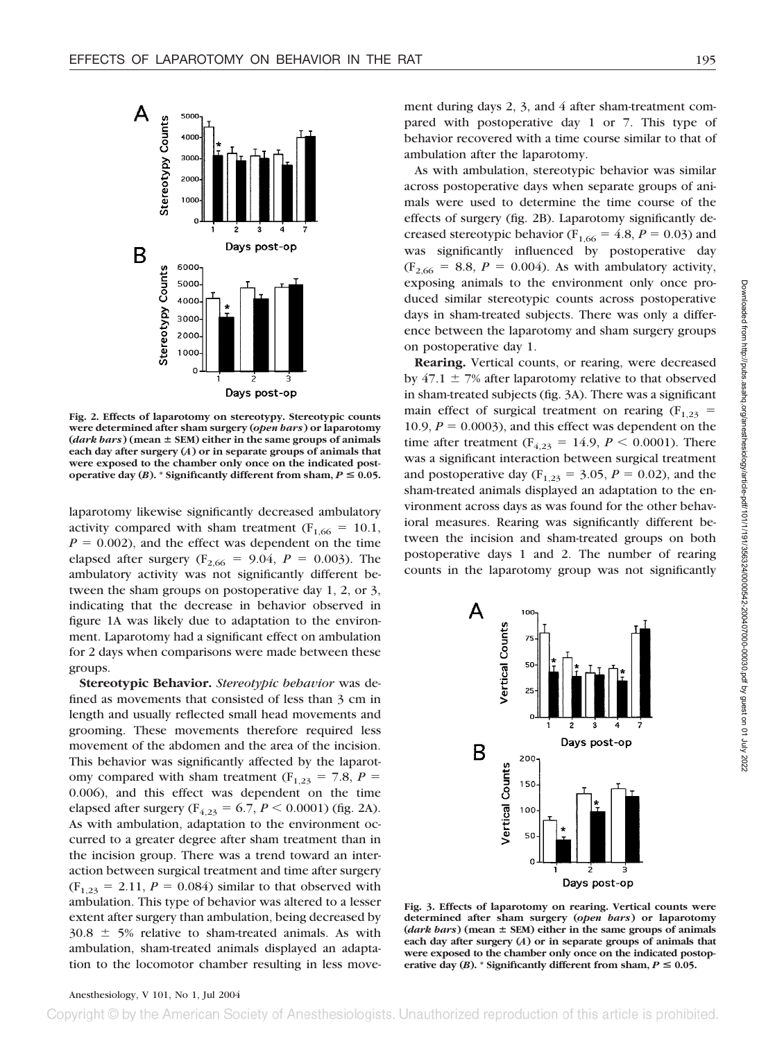Fig. 2. Effects of laparotomy on stereotypy. Stereotypic counts were determined after sham surgery (*open bars*) or laparotomy (*dark bars*) (mean ± SEM) either in the same groups of animals each day after surgery (*A*) or in separate groups of animals that were exposed to the chamber only once on the indicated postoperative day (*B*). * Significantly different from sham, $P \leq 0.05$.

laparotomy likewise significantly decreased ambulatory activity compared with sham treatment ($F_{1,66} = 10.1$, $P = 0.002$), and the effect was dependent on the time elapsed after surgery ($F_{2,66} = 9.04$, $P = 0.003$). The ambulatory activity was not significantly different between the sham groups on postoperative day 1, 2, or 3, indicating that the decrease in behavior observed in figure 1A was likely due to adaptation to the environment. Laparotomy had a significant effect on ambulation for 2 days when comparisons were made between these groups.

**Stereotypic Behavior.** *Stereotypic behavior* was defined as movements that consisted of less than 3 cm in length and usually reflected small head movements and grooming. These movements therefore required less movement of the abdomen and the area of the incision. This behavior was significantly affected by the laparotomy compared with sham treatment ($F_{1,23} = 7.8$, $P = 0.006$), and this effect was dependent on the time elapsed after surgery ($F_{4,23} = 6.7$, $P < 0.0001$) (fig. 2A). As with ambulation, adaptation to the environment occurred to a greater degree after sham treatment than in the incision group. There was a trend toward an interaction between surgical treatment and time after surgery ($F_{1,23} = 2.11$, $P = 0.084$) similar to that observed with ambulation. This type of behavior was altered to a lesser extent after surgery than ambulation, being decreased by $30.8 \pm 5\%$ relative to sham-treated animals. As with ambulation, sham-treated animals displayed an adaptation to the locomotor chamber resulting in less movement during days 2, 3, and 4 after sham-treatment compared with postoperative day 1 or 7. This type of behavior recovered with a time course similar to that of ambulation after the laparotomy.

As with ambulation, stereotypic behavior was similar across postoperative days when separate groups of animals were used to determine the time course of the effects of surgery (fig. 2B). Laparotomy significantly decreased stereotypic behavior ($F_{1,66} = 4.8$, $P = 0.03$) and was significantly influenced by postoperative day ($F_{2,66} = 8.8$, $P = 0.004$). As with ambulatory activity, exposing animals to the environment only once produced similar stereotypic counts across postoperative days in sham-treated subjects. There was only a difference between the laparotomy and sham surgery groups on postoperative day 1.

**Rearing.** Vertical counts, or rearing, were decreased by $47.1 \pm 7\%$ after laparotomy relative to that observed in sham-treated subjects (fig. 3A). There was a significant main effect of surgical treatment on rearing ($F_{1,23} = 10.9$, $P = 0.0003$), and this effect was dependent on the time after treatment ($F_{4,23} = 14.9$, $P < 0.0001$). There was a significant interaction between surgical treatment and postoperative day ($F_{1,23} = 3.05$, $P = 0.02$), and the sham-treated animals displayed an adaptation to the environment across days as was found for the other behavioral measures. Rearing was significantly different between the incision and sham-treated groups on both postoperative days 1 and 2. The number of rearing counts in the laparotomy group was not significantly

Fig. 3. Effects of laparotomy on rearing. Vertical counts were determined after sham surgery (*open bars*) or laparotomy (*dark bars*) (mean ± SEM) either in the same groups of animals each day after surgery (*A*) or in separate groups of animals that were exposed to the chamber only once on the indicated postoperative day (*B*). * Significantly different from sham, $P \leq 0.05$.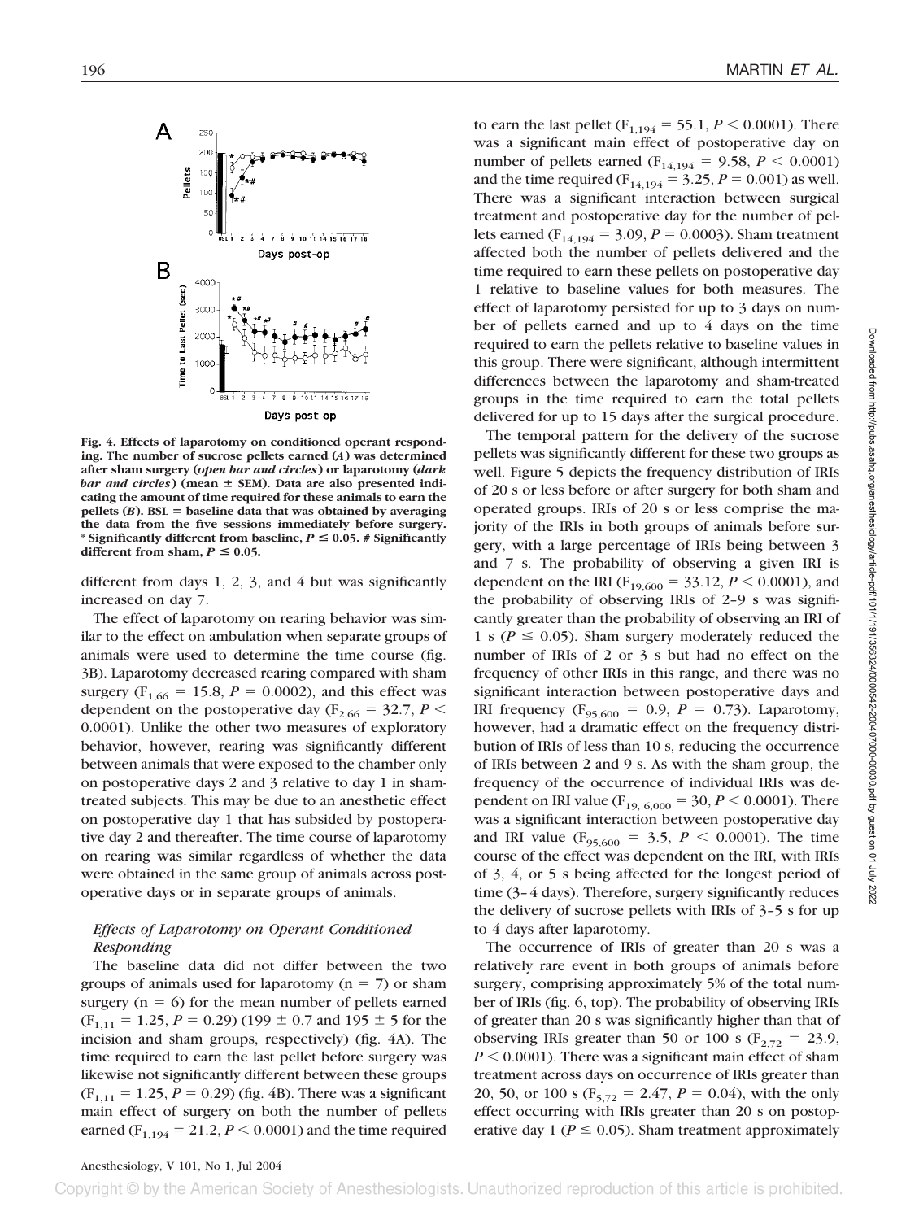Fig. 4. Effects of laparotomy on conditioned operant responding. The number of sucrose pellets earned (*A*) was determined after sham surgery (*open bar and circles*) or laparotomy (*dark bar and circles*) (mean ± SEM). Data are also presented indicating the amount of time required for these animals to earn the pellets (*B*). BSL = baseline data that was obtained by averaging the data from the five sessions immediately before surgery. * Significantly different from baseline, $P \leq 0.05$. # Significantly different from sham, $P \leq 0.05$.

different from days 1, 2, 3, and 4 but was significantly increased on day 7.

The effect of laparotomy on rearing behavior was similar to the effect on ambulation when separate groups of animals were used to determine the time course (fig. 3B). Laparotomy decreased rearing compared with sham surgery ($F_{1,66} = 15.8$, $P = 0.0002$), and this effect was dependent on the postoperative day ($F_{2,66} = 32.7$, $P < 0.0001$). Unlike the other two measures of exploratory behavior, however, rearing was significantly different between animals that were exposed to the chamber only on postoperative days 2 and 3 relative to day 1 in sham-treated subjects. This may be due to an anesthetic effect on postoperative day 1 that has subsided by postoperative day 2 and thereafter. The time course of laparotomy on rearing was similar regardless of whether the data were obtained in the same group of animals across postoperative days or in separate groups of animals.

### *Effects of Laparotomy on Operant Conditioned Responding*

The baseline data did not differ between the two groups of animals used for laparotomy (n = 7) or sham surgery (n = 6) for the mean number of pellets earned ($F_{1,11} = 1.25$, $P = 0.29$) (199 ± 0.7 and 195 ± 5 for the incision and sham groups, respectively) (fig. 4A). The time required to earn the last pellet before surgery was likewise not significantly different between these groups ($F_{1,11} = 1.25$, $P = 0.29$) (fig. 4B). There was a significant main effect of surgery on both the number of pellets earned ($F_{1,194} = 21.2$, $P < 0.0001$) and the time required to earn the last pellet ($F_{1,194} = 55.1$, $P < 0.0001$). There was a significant main effect of postoperative day on number of pellets earned ($F_{14,194} = 9.58$, $P < 0.0001$) and the time required ($F_{14,194} = 3.25$, $P = 0.001$) as well. There was a significant interaction between surgical treatment and postoperative day for the number of pellets earned ($F_{14,194} = 3.09$, $P = 0.0003$). Sham treatment affected both the number of pellets delivered and the time required to earn these pellets on postoperative day 1 relative to baseline values for both measures. The effect of laparotomy persisted for up to 3 days on number of pellets earned and up to 4 days on the time required to earn the pellets relative to baseline values in this group. There were significant, although intermittent differences between the laparotomy and sham-treated groups in the time required to earn the total pellets delivered for up to 15 days after the surgical procedure.

The temporal pattern for the delivery of the sucrose pellets was significantly different for these two groups as well. Figure 5 depicts the frequency distribution of IRIs of 20 s or less before or after surgery for both sham and operated groups. IRIs of 20 s or less comprise the majority of the IRIs in both groups of animals before surgery, with a large percentage of IRIs being between 3 and 7 s. The probability of observing a given IRI is dependent on the IRI ($F_{19,600} = 33.12$, $P < 0.0001$), and the probability of observing IRIs of 2–9 s was significantly greater than the probability of observing an IRI of 1 s ($P \leq 0.05$). Sham surgery moderately reduced the number of IRIs of 2 or 3 s but had no effect on the frequency of other IRIs in this range, and there was no significant interaction between postoperative days and IRI frequency ($F_{95,600} = 0.9$, $P = 0.73$). Laparotomy, however, had a dramatic effect on the frequency distribution of IRIs of less than 10 s, reducing the occurrence of IRIs between 2 and 9 s. As with the sham group, the frequency of the occurrence of individual IRIs was dependent on IRI value ($F_{19,6,000} = 30$, $P < 0.0001$). There was a significant interaction between postoperative day and IRI value ($F_{95,600} = 3.5$, $P < 0.0001$). The time course of the effect was dependent on the IRI, with IRIs of 3, 4, or 5 s being affected for the longest period of time (3–4 days). Therefore, surgery significantly reduces the delivery of sucrose pellets with IRIs of 3–5 s for up to 4 days after laparotomy.

The occurrence of IRIs of greater than 20 s was a relatively rare event in both groups of animals before surgery, comprising approximately 5% of the total number of IRIs (fig. 6, top). The probability of observing IRIs of greater than 20 s was significantly higher than that of observing IRIs greater than 50 or 100 s ($F_{2,72} = 23.9$, $P < 0.0001$). There was a significant main effect of sham treatment across days on occurrence of IRIs greater than 20, 50, or 100 s ($F_{5,72} = 2.47$, $P = 0.04$), with the only effect occurring with IRIs greater than 20 s on postoperative day 1 ($P \leq 0.05$). Sham treatment approximately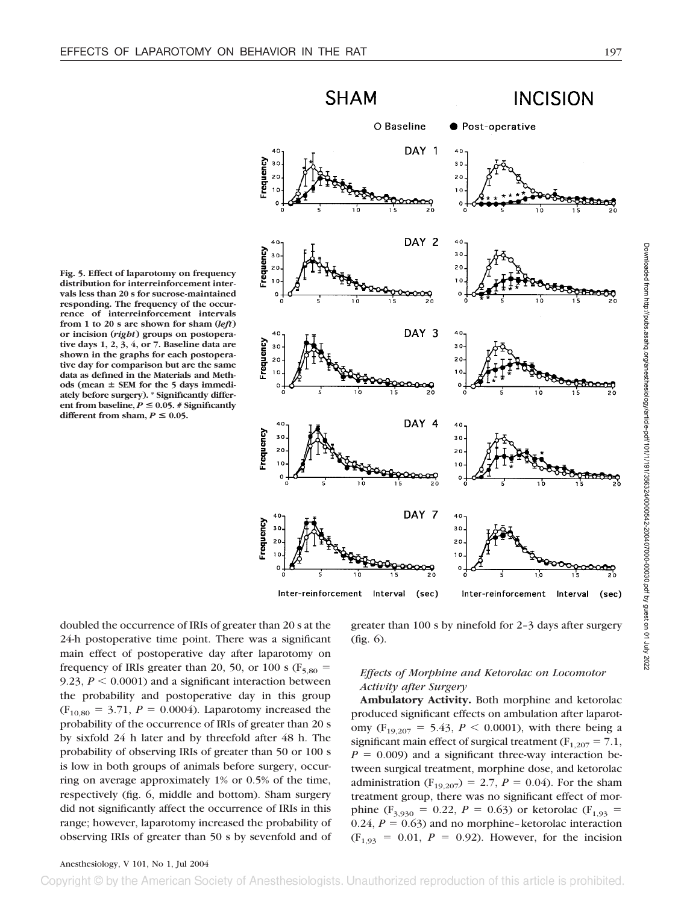Fig. 5. Effect of laparotomy on frequency distribution for interreinforcement intervals less than 20 s for sucrose-maintained responding. The frequency of the occurrence of interreinforcement intervals from 1 to 20 s are shown for sham (*left*) or incision (*right*) groups on postoperative days 1, 2, 3, 4, or 7. Baseline data are shown in the graphs for each postoperative day for comparison but are the same data as defined in the Materials and Methods (mean ± SEM for the 5 days immediately before surgery). * Significantly different from baseline, $P \leq 0.05$. # Significantly different from sham, $P \leq 0.05$.

doubled the occurrence of IRIs of greater than 20 s at the 24-h postoperative time point. There was a significant main effect of postoperative day after laparotomy on frequency of IRIs greater than 20, 50, or 100 s ($F_{5,80} = 9.23$, $P < 0.0001$) and a significant interaction between the probability and postoperative day in this group ($F_{10,80} = 3.71$, $P = 0.0004$). Laparotomy increased the probability of the occurrence of IRIs of greater than 20 s by sixfold 24 h later and by threefold after 48 h. The probability of observing IRIs of greater than 50 or 100 s is low in both groups of animals before surgery, occurring on average approximately 1% or 0.5% of the time, respectively (fig. 6, middle and bottom). Sham surgery did not significantly affect the occurrence of IRIs in this range; however, laparotomy increased the probability of observing IRIs of greater than 50 s by sevenfold and of greater than 100 s by ninefold for 2–3 days after surgery (fig. 6).

### *Effects of Morphine and Ketorolac on Locomotor Activity after Surgery*

**Ambulatory Activity.** Both morphine and ketorolac produced significant effects on ambulation after laparotomy ($F_{19,207} = 5.43$, $P < 0.0001$), with there being a significant main effect of surgical treatment ($F_{1,207} = 7.1$, $P = 0.009$) and a significant three-way interaction between surgical treatment, morphine dose, and ketorolac administration ($F_{19,207} = 2.7$, $P = 0.04$). For the sham treatment group, there was no significant effect of morphine ($F_{3,930} = 0.22$, $P = 0.63$) or ketorolac ($F_{1,93} = 0.24$, $P = 0.63$) and no morphine–ketorolac interaction ($F_{1,93} = 0.01$, $P = 0.92$). However, for the incision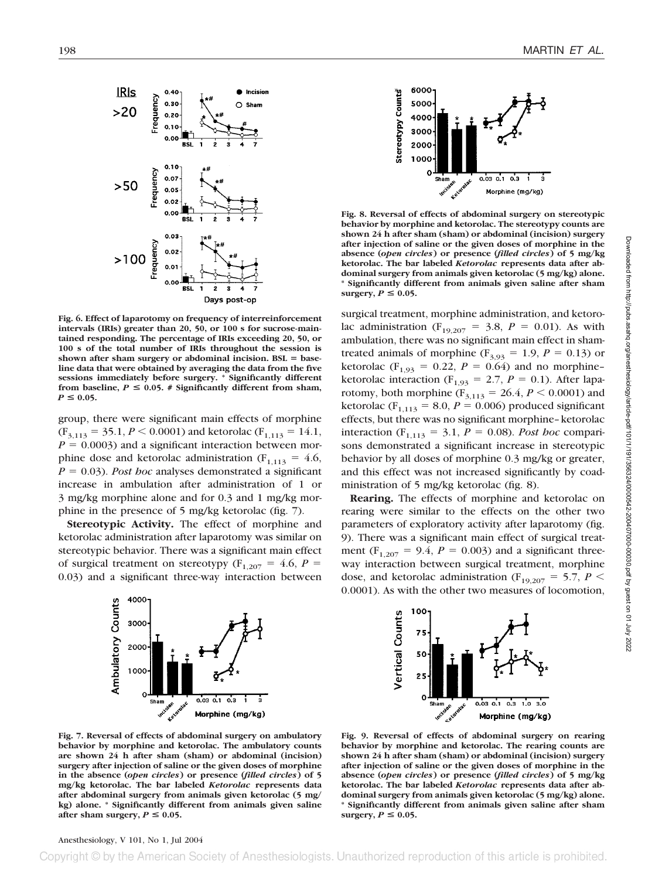Fig. 6. Effect of laparotomy on frequency of interreinforcement intervals (IRIs) greater than 20, 50, or 100 s for sucrose-maintained responding. The percentage of IRIs exceeding 20, 50, or 100 s of the total number of IRIs throughout the session is shown after sham surgery or abdominal incision. BSL = baseline data that were obtained by averaging the data from the five sessions immediately before surgery. * Significantly different from baseline, $P \leq 0.05$. # Significantly different from sham, $P \leq 0.05$.

group, there were significant main effects of morphine ($F_{3,113} = 35.1$, $P < 0.0001$) and ketorolac ($F_{1,113} = 14.1$, $P = 0.0003$) and a significant interaction between morphine dose and ketorolac administration ($F_{1,113} = 4.6$, $P = 0.03$). *Post hoc* analyses demonstrated a significant increase in ambulation after administration of 1 or 3 mg/kg morphine alone and for 0.3 and 1 mg/kg morphine in the presence of 5 mg/kg ketorolac (fig. 7).

**Stereotypic Activity.** The effect of morphine and ketorolac administration after laparotomy was similar on stereotypic behavior. There was a significant main effect of surgical treatment on stereotypy ($F_{1,207} = 4.6$, $P = 0.03$) and a significant three-way interaction between surgical treatment, morphine administration, and ketorolac administration ($F_{19,207} = 3.8$, $P = 0.01$). As with ambulation, there was no significant main effect in sham-treated animals of morphine ($F_{3,93} = 1.9$, $P = 0.13$) or ketorolac ($F_{1,93} = 0.22$, $P = 0.64$) and no morphine–ketorolac interaction ($F_{1,93} = 2.7$, $P = 0.1$). After laparotomy, both morphine ($F_{3,113} = 26.4$, $P < 0.0001$) and ketorolac ($F_{1,113} = 8.0$, $P = 0.006$) produced significant effects, but there was no significant morphine–ketorolac interaction ($F_{1,113} = 3.1$, $P = 0.08$). *Post hoc* comparisons demonstrated a significant increase in stereotypic behavior by all doses of morphine 0.3 mg/kg or greater, and this effect was not increased significantly by coadministration of 5 mg/kg ketorolac (fig. 8).

**Rearing.** The effects of morphine and ketorolac on rearing were similar to the effects on the other two parameters of exploratory activity after laparotomy (fig. 9). There was a significant main effect of surgical treatment ($F_{1,207} = 9.4$, $P = 0.003$) and a significant three-way interaction between surgical treatment, morphine dose, and ketorolac administration ($F_{19,207} = 5.7$, $P < 0.0001$). As with the other two measures of locomotion,

Fig. 7. Reversal of effects of abdominal surgery on ambulatory behavior by morphine and ketorolac. The ambulatory counts are shown 24 h after sham (sham) or abdominal (incision) surgery after injection of saline or the given doses of morphine in the absence (*open circles*) or presence (*filled circles*) of 5 mg/kg ketorolac. The bar labeled *Ketorolac* represents data after abdominal surgery from animals given ketorolac (5 mg/kg) alone. * Significantly different from animals given saline after sham surgery, $P \leq 0.05$.

Fig. 8. Reversal of effects of abdominal surgery on stereotypic behavior by morphine and ketorolac. The stereotypy counts are shown 24 h after sham (sham) or abdominal (incision) surgery after injection of saline or the given doses of morphine in the absence (*open circles*) or presence (*filled circles*) of 5 mg/kg ketorolac. The bar labeled *Ketorolac* represents data after abdominal surgery from animals given ketorolac (5 mg/kg) alone. * Significantly different from animals given saline after sham surgery, $P \leq 0.05$.

Fig. 9. Reversal of effects of abdominal surgery on rearing behavior by morphine and ketorolac. The rearing counts are shown 24 h after sham (sham) or abdominal (incision) surgery after injection of saline or the given doses of morphine in the absence (*open circles*) or presence (*filled circles*) of 5 mg/kg ketorolac. The bar labeled *Ketorolac* represents data after abdominal surgery from animals given ketorolac (5 mg/kg) alone. * Significantly different from animals given saline after sham surgery, $P \leq 0.05$.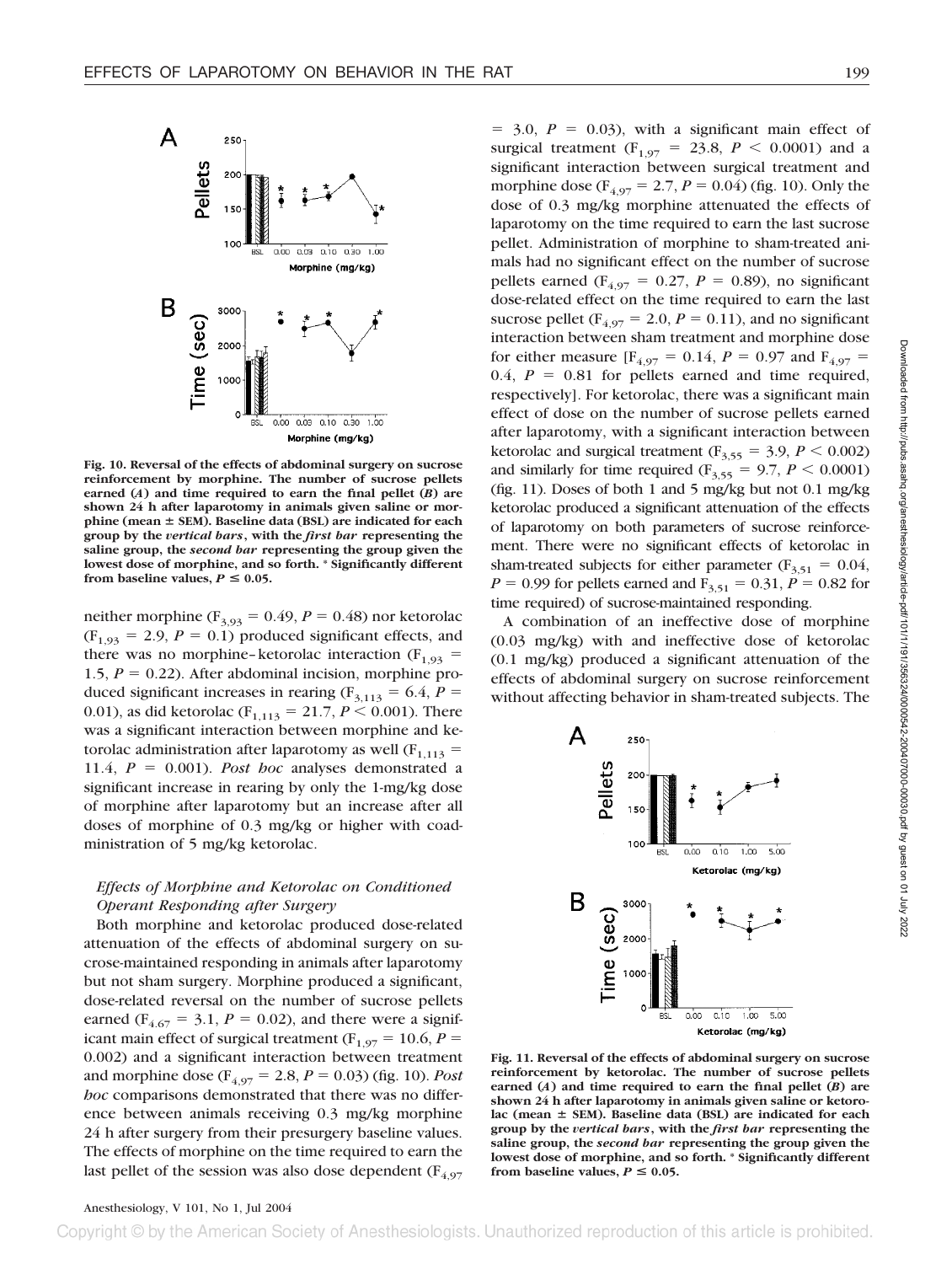Fig. 10. Reversal of the effects of abdominal surgery on sucrose reinforcement by morphine. The number of sucrose pellets earned (*A*) and time required to earn the final pellet (*B*) are shown 24 h after laparotomy in animals given saline or morphine (mean ± SEM). Baseline data (BSL) are indicated for each group by the *vertical bars*, with the *first bar* representing the saline group, the *second bar* representing the group given the lowest dose of morphine, and so forth. * Significantly different from baseline values, $P \leq 0.05$.

neither morphine ($F_{3,93} = 0.49$, $P = 0.48$) nor ketorolac ($F_{1,93} = 2.9$, $P = 0.1$) produced significant effects, and there was no morphine–ketorolac interaction ($F_{1,93} = 1.5$, $P = 0.22$). After abdominal incision, morphine produced significant increases in rearing ($F_{3,113} = 6.4$, $P = 0.01$), as did ketorolac ($F_{1,113} = 21.7$, $P < 0.001$). There was a significant interaction between morphine and ketorolac administration after laparotomy as well ($F_{1,113} = 11.4$, $P = 0.001$). *Post hoc* analyses demonstrated a significant increase in rearing by only the 1-mg/kg dose of morphine after laparotomy but an increase after all doses of morphine of 0.3 mg/kg or higher with coadministration of 5 mg/kg ketorolac.

### *Effects of Morphine and Ketorolac on Conditioned Operant Responding after Surgery*

Both morphine and ketorolac produced dose-related attenuation of the effects of abdominal surgery on sucrose-maintained responding in animals after laparotomy but not sham surgery. Morphine produced a significant, dose-related reversal on the number of sucrose pellets earned ($F_{4,67} = 3.1$, $P = 0.02$), and there were a significant main effect of surgical treatment ($F_{1,97} = 10.6$, $P = 0.002$) and a significant interaction between treatment and morphine dose ($F_{4,97} = 2.8$, $P = 0.03$) (fig. 10). *Post hoc* comparisons demonstrated that there was no difference between animals receiving 0.3 mg/kg morphine 24 h after surgery from their presurgery baseline values. The effects of morphine on the time required to earn the last pellet of the session was also dose dependent ($F_{4,97} = 3.0$, $P = 0.03$), with a significant main effect of surgical treatment ($F_{1,97} = 23.8$, $P < 0.0001$) and a significant interaction between surgical treatment and morphine dose ($F_{4,97} = 2.7$, $P = 0.04$) (fig. 10). Only the dose of 0.3 mg/kg morphine attenuated the effects of laparotomy on the time required to earn the last sucrose pellet. Administration of morphine to sham-treated animals had no significant effect on the number of sucrose pellets earned ($F_{4,97} = 0.27$, $P = 0.89$), no significant dose-related effect on the time required to earn the last sucrose pellet ($F_{4,97} = 2.0$, $P = 0.11$), and no significant interaction between sham treatment and morphine dose for either measure [$F_{4,97} = 0.14$, $P = 0.97$ and $F_{4,97} = 0.4$, $P = 0.81$ for pellets earned and time required, respectively]. For ketorolac, there was a significant main effect of dose on the number of sucrose pellets earned after laparotomy, with a significant interaction between ketorolac and surgical treatment ($F_{3,55} = 3.9$, $P < 0.002$) and similarly for time required ($F_{3,55} = 9.7$, $P < 0.0001$) (fig. 11). Doses of both 1 and 5 mg/kg but not 0.1 mg/kg ketorolac produced a significant attenuation of the effects of laparotomy on both parameters of sucrose reinforcement. There were no significant effects of ketorolac in sham-treated subjects for either parameter ($F_{3,51} = 0.04$, $P = 0.99$ for pellets earned and $F_{3,51} = 0.31$, $P = 0.82$ for time required) of sucrose-maintained responding.

A combination of an ineffective dose of morphine (0.03 mg/kg) with and ineffective dose of ketorolac (0.1 mg/kg) produced a significant attenuation of the effects of abdominal surgery on sucrose reinforcement without affecting behavior in sham-treated subjects. The

Fig. 11. Reversal of the effects of abdominal surgery on sucrose reinforcement by ketorolac. The number of sucrose pellets earned (*A*) and time required to earn the final pellet (*B*) are shown 24 h after laparotomy in animals given saline or ketorolac (mean ± SEM). Baseline data (BSL) are indicated for each group by the *vertical bars*, with the *first bar* representing the saline group, the *second bar* representing the group given the lowest dose of morphine, and so forth. * Significantly different from baseline values, $P \leq 0.05$.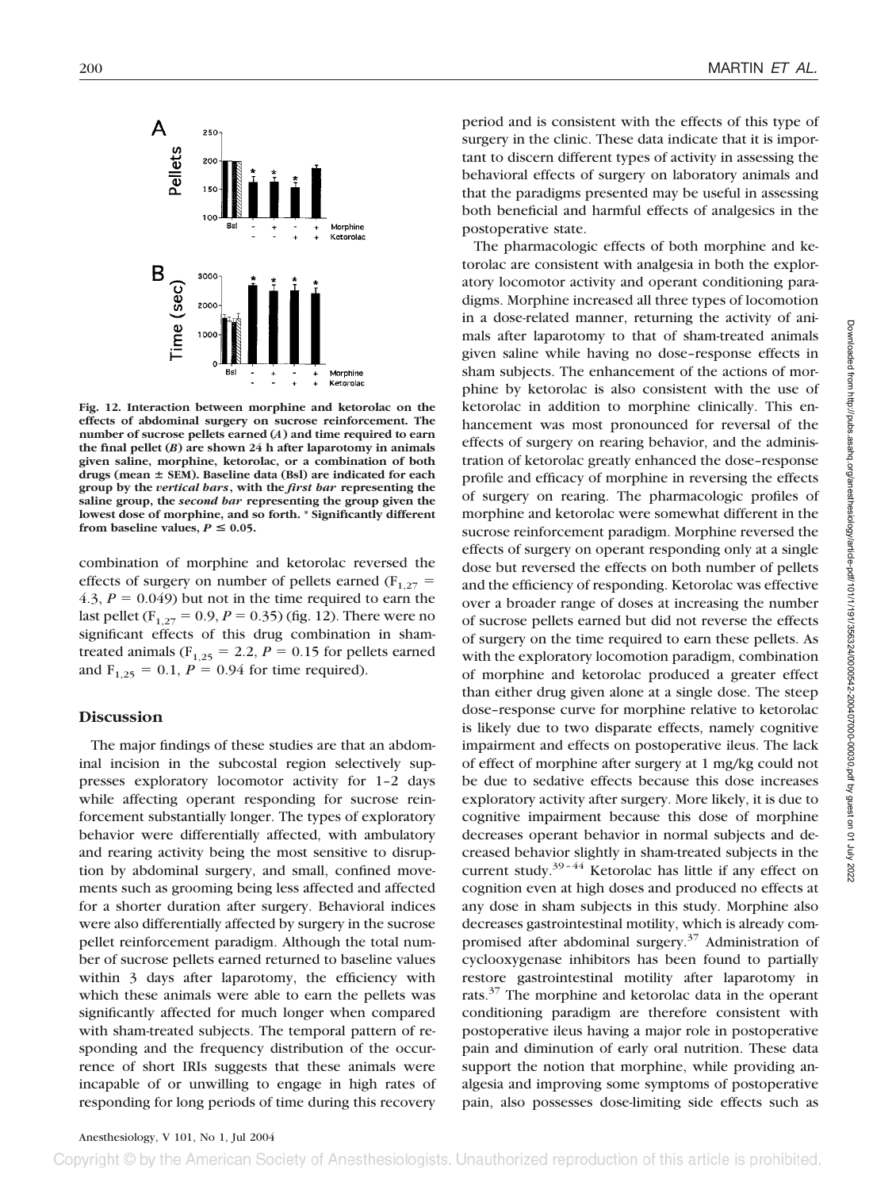Fig. 12. Interaction between morphine and ketorolac on the effects of abdominal surgery on sucrose reinforcement. The number of sucrose pellets earned (*A*) and time required to earn the final pellet (*B*) are shown 24 h after laparotomy in animals given saline, morphine, ketorolac, or a combination of both drugs (mean ± SEM). Baseline data (Bsl) are indicated for each group by the *vertical bars*, with the *first bar* representing the saline group, the *second bar* representing the group given the lowest dose of morphine, and so forth. * Significantly different from baseline values, $P \leq 0.05$.

combination of morphine and ketorolac reversed the effects of surgery on number of pellets earned ($F_{1,27}$ = 4.3, $P$ = 0.049) but not in the time required to earn the last pellet ($F_{1,27}$ = 0.9, $P$ = 0.35) (fig. 12). There were no significant effects of this drug combination in sham-treated animals ($F_{1,25}$ = 2.2, $P$ = 0.15 for pellets earned and $F_{1,25}$ = 0.1, $P$ = 0.94 for time required).

## Discussion

The major findings of these studies are that an abdominal incision in the subcostal region selectively suppresses exploratory locomotor activity for 1–2 days while affecting operant responding for sucrose reinforcement substantially longer. The types of exploratory behavior were differentially affected, with ambulatory and rearing activity being the most sensitive to disruption by abdominal surgery, and small, confined movements such as grooming being less affected and affected for a shorter duration after surgery. Behavioral indices were also differentially affected by surgery in the sucrose pellet reinforcement paradigm. Although the total number of sucrose pellets earned returned to baseline values within 3 days after laparotomy, the efficiency with which these animals were able to earn the pellets was significantly affected for much longer when compared with sham-treated subjects. The temporal pattern of responding and the frequency distribution of the occurrence of short IRIs suggests that these animals were incapable of or unwilling to engage in high rates of responding for long periods of time during this recovery period and is consistent with the effects of this type of surgery in the clinic. These data indicate that it is important to discern different types of activity in assessing the behavioral effects of surgery on laboratory animals and that the paradigms presented may be useful in assessing both beneficial and harmful effects of analgesics in the postoperative state.

The pharmacologic effects of both morphine and ketorolac are consistent with analgesia in both the exploratory locomotor activity and operant conditioning paradigms. Morphine increased all three types of locomotion in a dose-related manner, returning the activity of animals after laparotomy to that of sham-treated animals given saline while having no dose–response effects in sham subjects. The enhancement of the actions of morphine by ketorolac is also consistent with the use of ketorolac in addition to morphine clinically. This enhancement was most pronounced for reversal of the effects of surgery on rearing behavior, and the administration of ketorolac greatly enhanced the dose–response profile and efficacy of morphine in reversing the effects of surgery on rearing. The pharmacologic profiles of morphine and ketorolac were somewhat different in the sucrose reinforcement paradigm. Morphine reversed the effects of surgery on operant responding only at a single dose but reversed the effects on both number of pellets and the efficiency of responding. Ketorolac was effective over a broader range of doses at increasing the number of sucrose pellets earned but did not reverse the effects of surgery on the time required to earn these pellets. As with the exploratory locomotion paradigm, combination of morphine and ketorolac produced a greater effect than either drug given alone at a single dose. The steep dose–response curve for morphine relative to ketorolac is likely due to two disparate effects, namely cognitive impairment and effects on postoperative ileus. The lack of effect of morphine after surgery at 1 mg/kg could not be due to sedative effects because this dose increases exploratory activity after surgery. More likely, it is due to cognitive impairment because this dose of morphine decreases operant behavior in normal subjects and decreased behavior slightly in sham-treated subjects in the current study.[39–44] Ketorolac has little if any effect on cognition even at high doses and produced no effects at any dose in sham subjects in this study. Morphine also decreases gastrointestinal motility, which is already compromised after abdominal surgery.[37] Administration of cyclooxygenase inhibitors has been found to partially restore gastrointestinal motility after laparotomy in rats.[37] The morphine and ketorolac data in the operant conditioning paradigm are therefore consistent with postoperative ileus having a major role in postoperative pain and diminution of early oral nutrition. These data support the notion that morphine, while providing analgesia and improving some symptoms of postoperative pain, also possesses dose-limiting side effects such as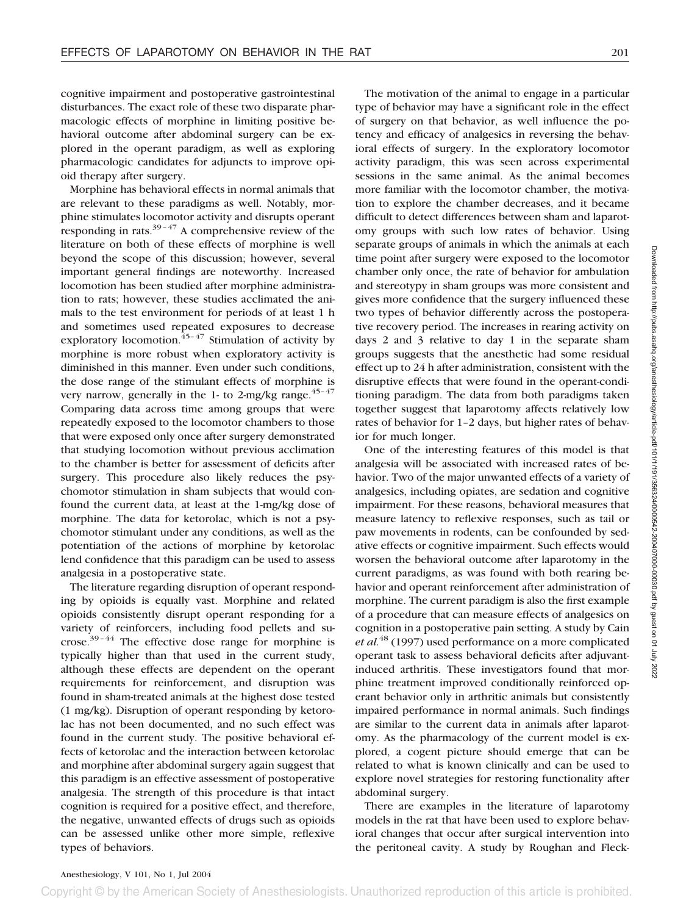cognitive impairment and postoperative gastrointestinal disturbances. The exact role of these two disparate pharmacologic effects of morphine in limiting positive behavioral outcome after abdominal surgery can be explored in the operant paradigm, as well as exploring pharmacologic candidates for adjuncts to improve opioid therapy after surgery.

Morphine has behavioral effects in normal animals that are relevant to these paradigms as well. Notably, morphine stimulates locomotor activity and disrupts operant responding in rats.[39–47] A comprehensive review of the literature on both of these effects of morphine is well beyond the scope of this discussion; however, several important general findings are noteworthy. Increased locomotion has been studied after morphine administration to rats; however, these studies acclimated the animals to the test environment for periods of at least 1 h and sometimes used repeated exposures to decrease exploratory locomotion.[45–47] Stimulation of activity by morphine is more robust when exploratory activity is diminished in this manner. Even under such conditions, the dose range of the stimulant effects of morphine is very narrow, generally in the 1- to 2-mg/kg range.[45–47] Comparing data across time among groups that were repeatedly exposed to the locomotor chambers to those that were exposed only once after surgery demonstrated that studying locomotion without previous acclimation to the chamber is better for assessment of deficits after surgery. This procedure also likely reduces the psychomotor stimulation in sham subjects that would confound the current data, at least at the 1-mg/kg dose of morphine. The data for ketorolac, which is not a psychomotor stimulant under any conditions, as well as the potentiation of the actions of morphine by ketorolac lend confidence that this paradigm can be used to assess analgesia in a postoperative state.

The literature regarding disruption of operant responding by opioids is equally vast. Morphine and related opioids consistently disrupt operant responding for a variety of reinforcers, including food pellets and sucrose.[39–44] The effective dose range for morphine is typically higher than that used in the current study, although these effects are dependent on the operant requirements for reinforcement, and disruption was found in sham-treated animals at the highest dose tested (1 mg/kg). Disruption of operant responding by ketorolac has not been documented, and no such effect was found in the current study. The positive behavioral effects of ketorolac and the interaction between ketorolac and morphine after abdominal surgery again suggest that this paradigm is an effective assessment of postoperative analgesia. The strength of this procedure is that intact cognition is required for a positive effect, and therefore, the negative, unwanted effects of drugs such as opioids can be assessed unlike other more simple, reflexive types of behaviors.

The motivation of the animal to engage in a particular type of behavior may have a significant role in the effect of surgery on that behavior, as well influence the potency and efficacy of analgesics in reversing the behavioral effects of surgery. In the exploratory locomotor activity paradigm, this was seen across experimental sessions in the same animal. As the animal becomes more familiar with the locomotor chamber, the motivation to explore the chamber decreases, and it became difficult to detect differences between sham and laparotomy groups with such low rates of behavior. Using separate groups of animals in which the animals at each time point after surgery were exposed to the locomotor chamber only once, the rate of behavior for ambulation and stereotypy in sham groups was more consistent and gives more confidence that the surgery influenced these two types of behavior differently across the postoperative recovery period. The increases in rearing activity on days 2 and 3 relative to day 1 in the separate sham groups suggests that the anesthetic had some residual effect up to 24 h after administration, consistent with the disruptive effects that were found in the operant-conditioning paradigm. The data from both paradigms taken together suggest that laparotomy affects relatively low rates of behavior for 1–2 days, but higher rates of behavior for much longer.

One of the interesting features of this model is that analgesia will be associated with increased rates of behavior. Two of the major unwanted effects of a variety of analgesics, including opiates, are sedation and cognitive impairment. For these reasons, behavioral measures that measure latency to reflexive responses, such as tail or paw movements in rodents, can be confounded by sedative effects or cognitive impairment. Such effects would worsen the behavioral outcome after laparotomy in the current paradigms, as was found with both rearing behavior and operant reinforcement after administration of morphine. The current paradigm is also the first example of a procedure that can measure effects of analgesics on cognition in a postoperative pain setting. A study by Cain *et al.*[48] (1997) used performance on a more complicated operant task to assess behavioral deficits after adjuvant-induced arthritis. These investigators found that morphine treatment improved conditionally reinforced operant behavior only in arthritic animals but consistently impaired performance in normal animals. Such findings are similar to the current data in animals after laparotomy. As the pharmacology of the current model is explored, a cogent picture should emerge that can be related to what is known clinically and can be used to explore novel strategies for restoring functionality after abdominal surgery.

There are examples in the literature of laparotomy models in the rat that have been used to explore behavioral changes that occur after surgical intervention into the peritoneal cavity. A study by Roughan and Fleck-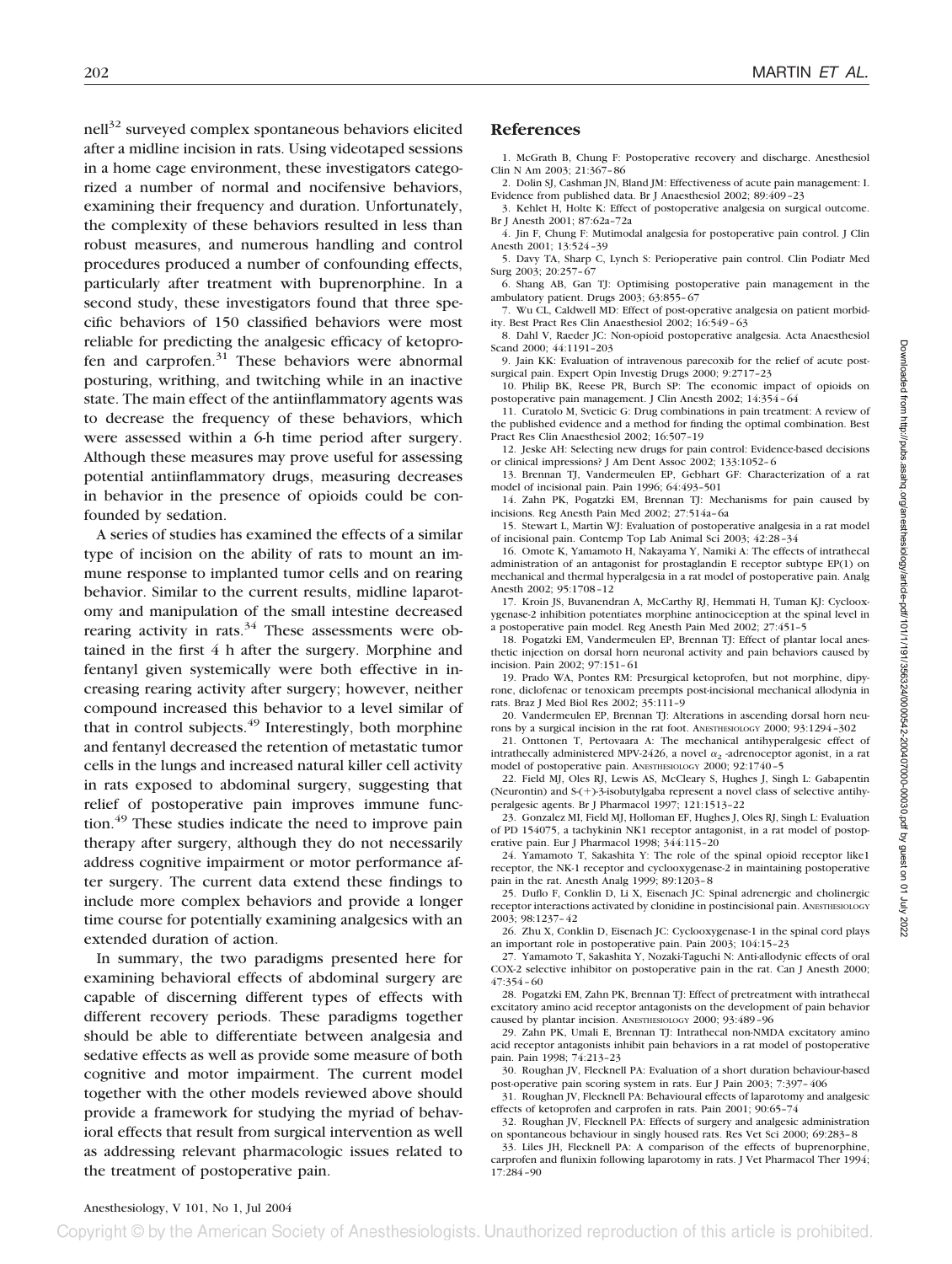nell[32] surveyed complex spontaneous behaviors elicited after a midline incision in rats. Using videotaped sessions in a home cage environment, these investigators categorized a number of normal and nocifensive behaviors, examining their frequency and duration. Unfortunately, the complexity of these behaviors resulted in less than robust measures, and numerous handling and control procedures produced a number of confounding effects, particularly after treatment with buprenorphine. In a second study, these investigators found that three specific behaviors of 150 classified behaviors were most reliable for predicting the analgesic efficacy of ketoprofen and carprofen.[31] These behaviors were abnormal posturing, writhing, and twitching while in an inactive state. The main effect of the antiinflammatory agents was to decrease the frequency of these behaviors, which were assessed within a 6-h time period after surgery. Although these measures may prove useful for assessing potential antiinflammatory drugs, measuring decreases in behavior in the presence of opioids could be confounded by sedation.

A series of studies has examined the effects of a similar type of incision on the ability of rats to mount an immune response to implanted tumor cells and on rearing behavior. Similar to the current results, midline laparotomy and manipulation of the small intestine decreased rearing activity in rats.[34] These assessments were obtained in the first 4 h after the surgery. Morphine and fentanyl given systemically were both effective in increasing rearing activity after surgery; however, neither compound increased this behavior to a level similar of that in control subjects.[49] Interestingly, both morphine and fentanyl decreased the retention of metastatic tumor cells in the lungs and increased natural killer cell activity in rats exposed to abdominal surgery, suggesting that relief of postoperative pain improves immune function.[49] These studies indicate the need to improve pain therapy after surgery, although they do not necessarily address cognitive impairment or motor performance after surgery. The current data extend these findings to include more complex behaviors and provide a longer time course for potentially examining analgesics with an extended duration of action.

In summary, the two paradigms presented here for examining behavioral effects of abdominal surgery are capable of discerning different types of effects with different recovery periods. These paradigms together should be able to differentiate between analgesia and sedative effects as well as provide some measure of both cognitive and motor impairment. The current model together with the other models reviewed above should provide a framework for studying the myriad of behavioral effects that result from surgical intervention as well as addressing relevant pharmacologic issues related to the treatment of postoperative pain.

## References

1. McGrath B, Chung F: Postoperative recovery and discharge. Anesthesiol Clin N Am 2003; 21:367–86
2. Dolin SJ, Cashman JN, Bland JM: Effectiveness of acute pain management: I. Evidence from published data. Br J Anaesthesiol 2002; 89:409–23
3. Kehlet H, Holte K: Effect of postoperative analgesia on surgical outcome. Br J Anesth 2001; 87:62a–72a
4. Jin F, Chung F: Mutimodal analgesia for postoperative pain control. J Clin Anesth 2001; 13:524–39
5. Davy TA, Sharp C, Lynch S: Perioperative pain control. Clin Podiatr Med Surg 2003; 20:257–67
6. Shang AB, Gan TJ: Optimising postoperative pain management in the ambulatory patient. Drugs 2003; 63:855–67
7. Wu CL, Caldwell MD: Effect of post-operative analgesia on patient morbidity. Best Pract Res Clin Anaesthesiol 2002; 16:549–63
8. Dahl V, Raeder JC: Non-opioid postoperative analgesia. Acta Anaesthesiol Scand 2000; 44:1191–203
9. Jain KK: Evaluation of intravenous parecoxib for the relief of acute postsurgical pain. Expert Opin Investig Drugs 2000; 9:2717–23
10. Philip BK, Reese PR, Burch SP: The economic impact of opioids on postoperative pain management. J Clin Anesth 2002; 14:354–64
11. Curatolo M, Sveticic G: Drug combinations in pain treatment: A review of the published evidence and a method for finding the optimal combination. Best Pract Res Clin Anaesthesiol 2002; 16:507–19
12. Jeske AH: Selecting new drugs for pain control: Evidence-based decisions or clinical impressions? J Am Dent Assoc 2002; 133:1052–6
13. Brennan TJ, Vandermeulen EP, Gebhart GF: Characterization of a rat model of incisional pain. Pain 1996; 64:493–501
14. Zahn PK, Pogatzki EM, Brennan TJ: Mechanisms for pain caused by incisions. Reg Anesth Pain Med 2002; 27:514a–6a
15. Stewart L, Martin WJ: Evaluation of postoperative analgesia in a rat model of incisional pain. Contemp Top Lab Animal Sci 2003; 42:28–34
16. Omote K, Yamamoto H, Nakayama Y, Namiki A: The effects of intrathecal administration of an antagonist for prostaglandin E receptor subtype EP(1) on mechanical and thermal hyperalgesia in a rat model of postoperative pain. Analg Anesth 2002; 95:1708–12
17. Kroin JS, Buvanendran A, McCarthy RJ, Hemmati H, Tuman KJ: Cyclooxygenase-2 inhibition potentiates morphine antinociception at the spinal level in a postoperative pain model. Reg Anesth Pain Med 2002; 27:451–5
18. Pogatzki EM, Vandermeulen EP, Brennan TJ: Effect of plantar local anesthetic injection on dorsal horn neuronal activity and pain behaviors caused by incision. Pain 2002; 97:151–61
19. Prado WA, Pontes RM: Presurgical ketoprofen, but not morphine, dipyrone, diclofenac or tenoxicam preempts post-incisional mechanical allodynia in rats. Braz J Med Biol Res 2002; 35:111–9
20. Vandermeulen EP, Brennan TJ: Alterations in ascending dorsal horn neurons by a surgical incision in the rat foot. ANESTHESIOLOGY 2000; 93:1294–302
21. Onttonen T, Pertovaara A: The mechanical antihyperalgesic effect of intrathecally administered MPV-2426, a novel $\alpha_2$-adrenoceptor agonist, in a rat model of postoperative pain. ANESTHESIOLOGY 2000; 92:1740–5
22. Field MJ, Oles RJ, Lewis AS, McCleary S, Hughes J, Singh L: Gabapentin (Neurontin) and S-(+)-3-isobutylgaba represent a novel class of selective antihyperalgesic agents. Br J Pharmacol 1997; 121:1513–22
23. Gonzalez MI, Field MJ, Holloman EF, Hughes J, Oles RJ, Singh L: Evaluation of PD 154075, a tachykinin NK1 receptor antagonist, in a rat model of postoperative pain. Eur J Pharmacol 1998; 344:115–20
24. Yamamoto T, Sakashita Y: The role of the spinal opioid receptor like1 receptor, the NK-1 receptor and cyclooxygenase-2 in maintaining postoperative pain in the rat. Anesth Analg 1999; 89:1203–8
25. Duflo F, Conklin D, Li X, Eisenach JC: Spinal adrenergic and cholinergic receptor interactions activated by clonidine in postincisional pain. ANESTHESIOLOGY 2003; 98:1237–42
26. Zhu X, Conklin D, Eisenach JC: Cyclooxygenase-1 in the spinal cord plays an important role in postoperative pain. Pain 2003; 104:15–23
27. Yamamoto T, Sakashita Y, Nozaki-Taguchi N: Anti-allodynic effects of oral COX-2 selective inhibitor on postoperative pain in the rat. Can J Anesth 2000; 47:354–60
28. Pogatzki EM, Zahn PK, Brennan TJ: Effect of pretreatment with intrathecal excitatory amino acid receptor antagonists on the development of pain behavior caused by plantar incision. ANESTHESIOLOGY 2000; 93:489–96
29. Zahn PK, Umali E, Brennan TJ: Intrathecal non-NMDA excitatory amino acid receptor antagonists inhibit pain behaviors in a rat model of postoperative pain. Pain 1998; 74:213–23
30. Roughan JV, Flecknell PA: Evaluation of a short duration behaviour-based post-operative pain scoring system in rats. Eur J Pain 2003; 7:397–406
31. Roughan JV, Flecknell PA: Behavioural effects of laparotomy and analgesic effects of ketoprofen and carprofen in rats. Pain 2001; 90:65–74
32. Roughan JV, Flecknell PA: Effects of surgery and analgesic administration on spontaneous behaviour in singly housed rats. Res Vet Sci 2000; 69:283–8
33. Liles JH, Flecknell PA: A comparison of the effects of buprenorphine, carprofen and flunixin following laparotomy in rats. J Vet Pharmacol Ther 1994; 17:284–90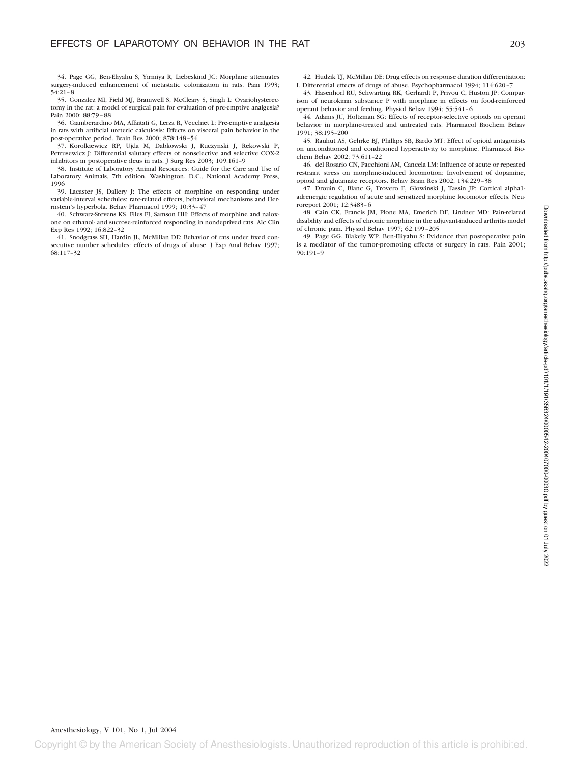34. Page GG, Ben-Eliyahu S, Yirmiya R, Liebeskind JC: Morphine attenuates surgery-induced enhancement of metastatic colonization in rats. Pain 1993; 54:21–8

35. Gonzalez MI, Field MJ, Bramwell S, McCleary S, Singh L: Ovariohysterectomy in the rat: a model of surgical pain for evaluation of pre-emptive analgesia? Pain 2000; 88:79–88

36. Giamberardino MA, Affaitati G, Lerza R, Vecchiet L: Pre-emptive analgesia in rats with artificial ureteric calculosis: Effects on visceral pain behavior in the post-operative period. Brain Res 2000; 878:148–54

37. Korolkiewicz RP, Ujda M, Dabkowski J, Ruczynski J, Rekowski P, Petrusewicz J: Differential salutary effects of nonselective and selective COX-2 inhibitors in postoperative ileus in rats. J Surg Res 2003; 109:161–9

38. Institute of Laboratory Animal Resources: Guide for the Care and Use of Laboratory Animals, 7th edition. Washington, D.C., National Academy Press, 1996

39. Lacaster JS, Dallery J: The effects of morphine on responding under variable-interval schedules: rate-related effects, behavioral mechanisms and Herrnstein's hyperbola. Behav Pharmacol 1999; 10:33–47

40. Schwarz-Stevens KS, Files FJ, Samson HH: Effects of morphine and naloxone on ethanol- and sucrose-reinforced responding in nondeprived rats. Alc Clin Exp Res 1992; 16:822–32

41. Snodgrass SH, Hardin JL, McMillan DE: Behavior of rats under fixed consecutive number schedules: effects of drugs of abuse. J Exp Anal Behav 1997; 68:117–32

42. Hudzik TJ, McMillan DE: Drug effects on response duration differentiation: I. Differential effects of drugs of abuse. Psychopharmacol 1994; 114:620–7

43. Hasenhorl RU, Schwarting RK, Gerhardt P, Privou C, Huston JP: Comparison of neurokinin substance P with morphine in effects on food-reinforced operant behavior and feeding. Physiol Behav 1994; 55:541–6

44. Adams JU, Holtzman SG: Effects of receptor-selective opioids on operant behavior in morphine-treated and untreated rats. Pharmacol Biochem Behav 1991; 38:195–200

45. Rauhut AS, Gehrke BJ, Phillips SB, Bardo MT: Effect of opioid antagonists on unconditioned and conditioned hyperactivity to morphine. Pharmacol Biochem Behav 2002; 73:611–22

46. del Rosario CN, Pacchioni AM, Cancela LM: Influence of acute or repeated restraint stress on morphine-induced locomotion: Involvement of dopamine, opioid and glutamate receptors. Behav Brain Res 2002; 134:229–38

47. Drouin C, Blanc G, Trovero F, Glowinski J, Tassin JP: Cortical alpha1-adrenergic regulation of acute and sensitized morphine locomotor effects. Neuroreport 2001; 12:3483–6

48. Cain CK, Francis JM, Plone MA, Emerich DF, Lindner MD: Pain-related disability and effects of chronic morphine in the adjuvant-induced arthritis model of chronic pain. Physiol Behav 1997; 62:199–205

49. Page GG, Blakely WP, Ben-Eliyahu S: Evidence that postoperative pain is a mediator of the tumor-promoting effects of surgery in rats. Pain 2001; 90:191–9